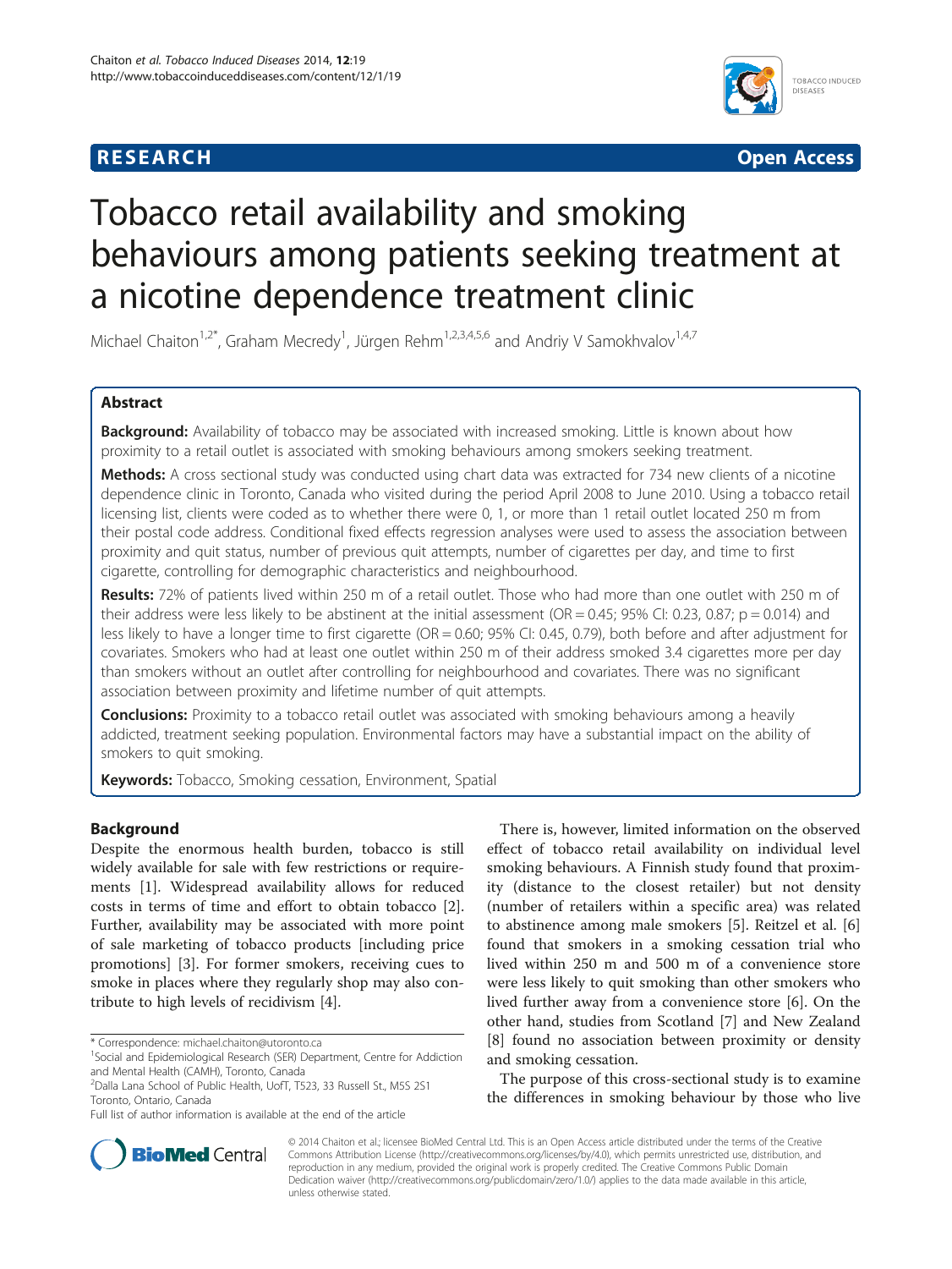**RESEARCH** **Open Access**

# Tobacco retail availability and smoking behaviours among patients seeking treatment at a nicotine dependence treatment clinic

Michael Chaiton[1,2*], Graham Mecredy[1], Jürgen Rehm[1,2,3,4,5,6] and Andriy V Samokhvalov[1,4,7]

## Abstract

**Background:** Availability of tobacco may be associated with increased smoking. Little is known about how proximity to a retail outlet is associated with smoking behaviours among smokers seeking treatment.

**Methods:** A cross sectional study was conducted using chart data was extracted for 734 new clients of a nicotine dependence clinic in Toronto, Canada who visited during the period April 2008 to June 2010. Using a tobacco retail licensing list, clients were coded as to whether there were 0, 1, or more than 1 retail outlet located 250 m from their postal code address. Conditional fixed effects regression analyses were used to assess the association between proximity and quit status, number of previous quit attempts, number of cigarettes per day, and time to first cigarette, controlling for demographic characteristics and neighbourhood.

**Results:** 72% of patients lived within 250 m of a retail outlet. Those who had more than one outlet with 250 m of their address were less likely to be abstinent at the initial assessment (OR = 0.45; 95% CI: 0.23, 0.87; p = 0.014) and less likely to have a longer time to first cigarette (OR = 0.60; 95% CI: 0.45, 0.79), both before and after adjustment for covariates. Smokers who had at least one outlet within 250 m of their address smoked 3.4 cigarettes more per day than smokers without an outlet after controlling for neighbourhood and covariates. There was no significant association between proximity and lifetime number of quit attempts.

**Conclusions:** Proximity to a tobacco retail outlet was associated with smoking behaviours among a heavily addicted, treatment seeking population. Environmental factors may have a substantial impact on the ability of smokers to quit smoking.

**Keywords:** Tobacco, Smoking cessation, Environment, Spatial

## Background

Despite the enormous health burden, tobacco is still widely available for sale with few restrictions or requirements [1]. Widespread availability allows for reduced costs in terms of time and effort to obtain tobacco [2]. Further, availability may be associated with more point of sale marketing of tobacco products [including price promotions] [3]. For former smokers, receiving cues to smoke in places where they regularly shop may also contribute to high levels of recidivism [4].

There is, however, limited information on the observed effect of tobacco retail availability on individual level smoking behaviours. A Finnish study found that proximity (distance to the closest retailer) but not density (number of retailers within a specific area) was related to abstinence among male smokers [5]. Reitzel et al. [6] found that smokers in a smoking cessation trial who lived within 250 m and 500 m of a convenience store were less likely to quit smoking than other smokers who lived further away from a convenience store [6]. On the other hand, studies from Scotland [7] and New Zealand [8] found no association between proximity or density and smoking cessation.

The purpose of this cross-sectional study is to examine the differences in smoking behaviour by those who live

\* Correspondence: michael.chaiton@utoronto.ca
[1]Social and Epidemiological Research (SER) Department, Centre for Addiction and Mental Health (CAMH), Toronto, Canada
[2]Dalla Lana School of Public Health, UofT, T523, 33 Russell St., M5S 2S1 Toronto, Ontario, Canada
Full list of author information is available at the end of the article

© 2014 Chaiton et al.; licensee BioMed Central Ltd. This is an Open Access article distributed under the terms of the Creative Commons Attribution License (http://creativecommons.org/licenses/by/4.0), which permits unrestricted use, distribution, and reproduction in any medium, provided the original work is properly credited. The Creative Commons Public Domain Dedication waiver (http://creativecommons.org/publicdomain/zero/1.0/) applies to the data made available in this article, unless otherwise stated.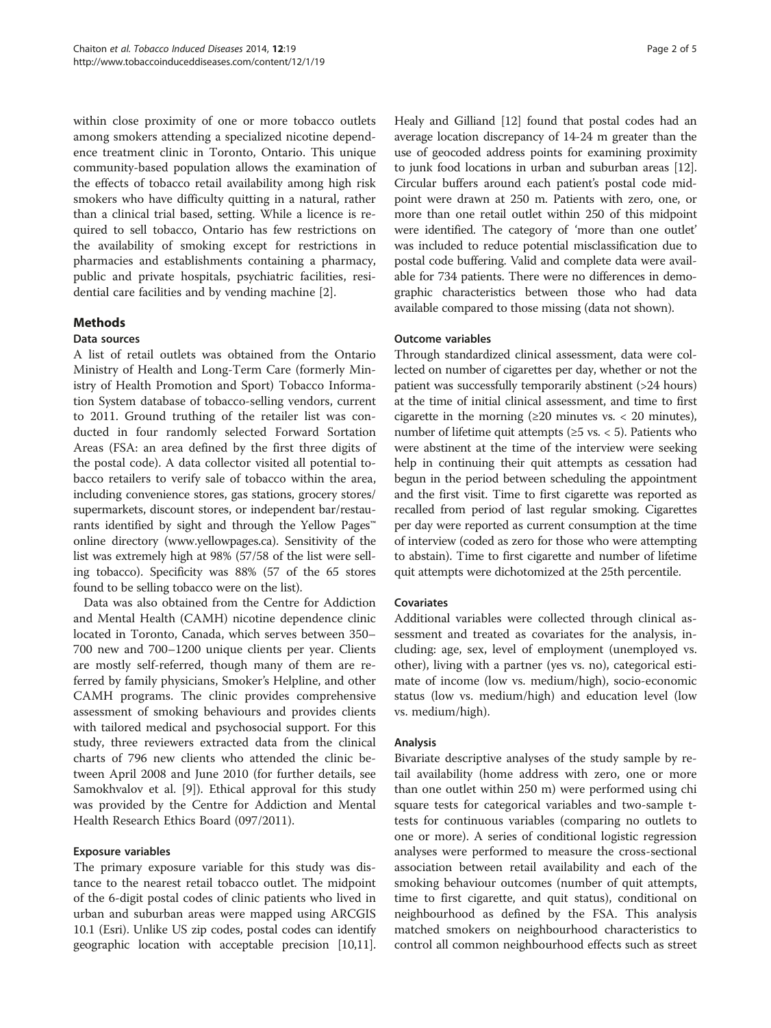within close proximity of one or more tobacco outlets among smokers attending a specialized nicotine dependence treatment clinic in Toronto, Ontario. This unique community-based population allows the examination of the effects of tobacco retail availability among high risk smokers who have difficulty quitting in a natural, rather than a clinical trial based, setting. While a licence is required to sell tobacco, Ontario has few restrictions on the availability of smoking except for restrictions in pharmacies and establishments containing a pharmacy, public and private hospitals, psychiatric facilities, residential care facilities and by vending machine [2].

## Methods

### Data sources

A list of retail outlets was obtained from the Ontario Ministry of Health and Long-Term Care (formerly Ministry of Health Promotion and Sport) Tobacco Information System database of tobacco-selling vendors, current to 2011. Ground truthing of the retailer list was conducted in four randomly selected Forward Sortation Areas (FSA: an area defined by the first three digits of the postal code). A data collector visited all potential tobacco retailers to verify sale of tobacco within the area, including convenience stores, gas stations, grocery stores/supermarkets, discount stores, or independent bar/restaurants identified by sight and through the Yellow Pages™ online directory (www.yellowpages.ca). Sensitivity of the list was extremely high at 98% (57/58 of the list were selling tobacco). Specificity was 88% (57 of the 65 stores found to be selling tobacco were on the list).

Data was also obtained from the Centre for Addiction and Mental Health (CAMH) nicotine dependence clinic located in Toronto, Canada, which serves between 350–700 new and 700–1200 unique clients per year. Clients are mostly self-referred, though many of them are referred by family physicians, Smoker's Helpline, and other CAMH programs. The clinic provides comprehensive assessment of smoking behaviours and provides clients with tailored medical and psychosocial support. For this study, three reviewers extracted data from the clinical charts of 796 new clients who attended the clinic between April 2008 and June 2010 (for further details, see Samokhvalov et al. [9]). Ethical approval for this study was provided by the Centre for Addiction and Mental Health Research Ethics Board (097/2011).

### Exposure variables

The primary exposure variable for this study was distance to the nearest retail tobacco outlet. The midpoint of the 6-digit postal codes of clinic patients who lived in urban and suburban areas were mapped using ARCGIS 10.1 (Esri). Unlike US zip codes, postal codes can identify geographic location with acceptable precision [10,11]. Healy and Gilliand [12] found that postal codes had an average location discrepancy of 14-24 m greater than the use of geocoded address points for examining proximity to junk food locations in urban and suburban areas [12]. Circular buffers around each patient's postal code midpoint were drawn at 250 m. Patients with zero, one, or more than one retail outlet within 250 of this midpoint were identified. The category of 'more than one outlet' was included to reduce potential misclassification due to postal code buffering. Valid and complete data were available for 734 patients. There were no differences in demographic characteristics between those who had data available compared to those missing (data not shown).

### Outcome variables

Through standardized clinical assessment, data were collected on number of cigarettes per day, whether or not the patient was successfully temporarily abstinent (>24 hours) at the time of initial clinical assessment, and time to first cigarette in the morning (≥20 minutes vs. < 20 minutes), number of lifetime quit attempts (≥5 vs. < 5). Patients who were abstinent at the time of the interview were seeking help in continuing their quit attempts as cessation had begun in the period between scheduling the appointment and the first visit. Time to first cigarette was reported as recalled from period of last regular smoking. Cigarettes per day were reported as current consumption at the time of interview (coded as zero for those who were attempting to abstain). Time to first cigarette and number of lifetime quit attempts were dichotomized at the 25th percentile.

### Covariates

Additional variables were collected through clinical assessment and treated as covariates for the analysis, including: age, sex, level of employment (unemployed vs. other), living with a partner (yes vs. no), categorical estimate of income (low vs. medium/high), socio-economic status (low vs. medium/high) and education level (low vs. medium/high).

### Analysis

Bivariate descriptive analyses of the study sample by retail availability (home address with zero, one or more than one outlet within 250 m) were performed using chi square tests for categorical variables and two-sample t-tests for continuous variables (comparing no outlets to one or more). A series of conditional logistic regression analyses were performed to measure the cross-sectional association between retail availability and each of the smoking behaviour outcomes (number of quit attempts, time to first cigarette, and quit status), conditional on neighbourhood as defined by the FSA. This analysis matched smokers on neighbourhood characteristics to control all common neighbourhood effects such as street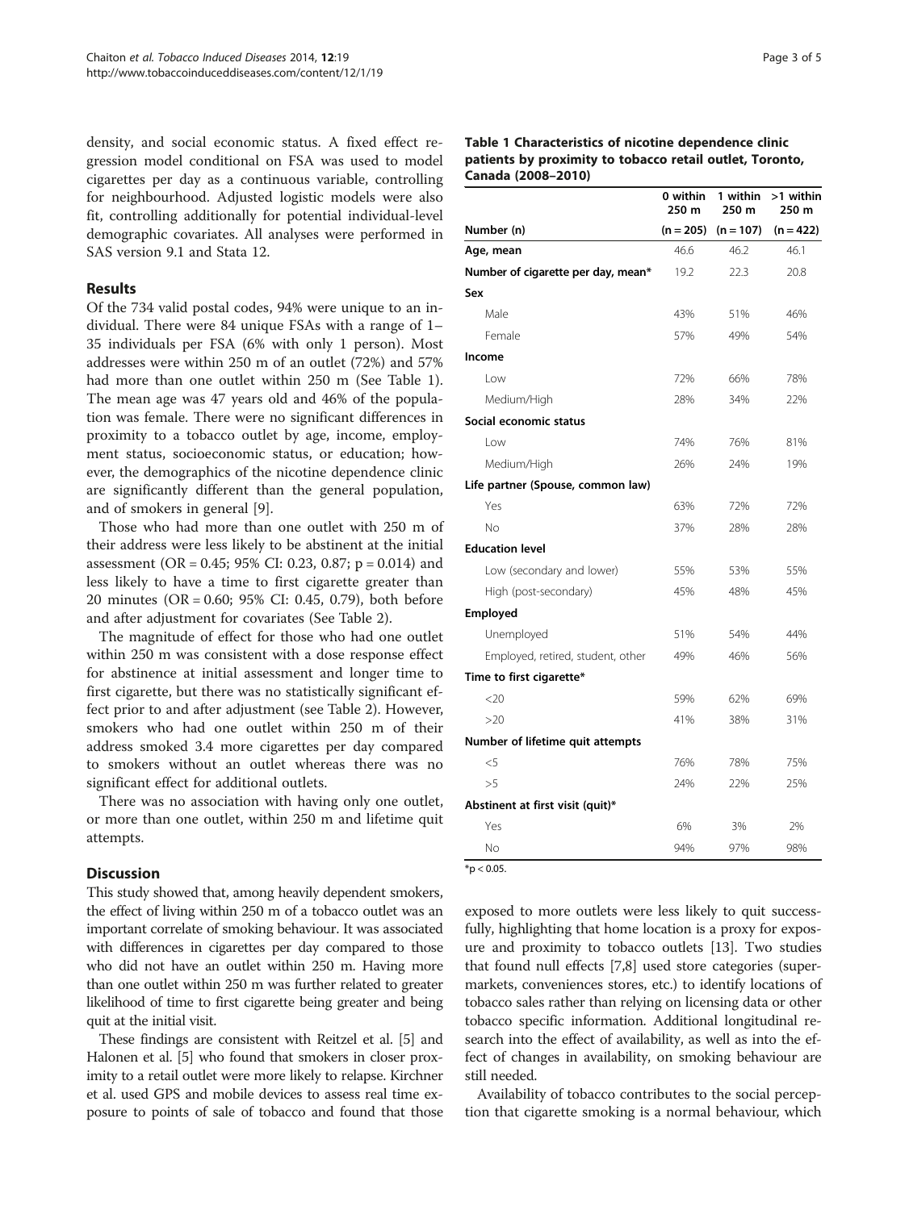density, and social economic status. A fixed effect regression model conditional on FSA was used to model cigarettes per day as a continuous variable, controlling for neighbourhood. Adjusted logistic models were also fit, controlling additionally for potential individual-level demographic covariates. All analyses were performed in SAS version 9.1 and Stata 12.

## Results

Of the 734 valid postal codes, 94% were unique to an individual. There were 84 unique FSAs with a range of 1–35 individuals per FSA (6% with only 1 person). Most addresses were within 250 m of an outlet (72%) and 57% had more than one outlet within 250 m (See Table 1). The mean age was 47 years old and 46% of the population was female. There were no significant differences in proximity to a tobacco outlet by age, income, employment status, socioeconomic status, or education; however, the demographics of the nicotine dependence clinic are significantly different than the general population, and of smokers in general [9].

Those who had more than one outlet with 250 m of their address were less likely to be abstinent at the initial assessment (OR = 0.45; 95% CI: 0.23, 0.87; p = 0.014) and less likely to have a time to first cigarette greater than 20 minutes (OR = 0.60; 95% CI: 0.45, 0.79), both before and after adjustment for covariates (See Table 2).

The magnitude of effect for those who had one outlet within 250 m was consistent with a dose response effect for abstinence at initial assessment and longer time to first cigarette, but there was no statistically significant effect prior to and after adjustment (see Table 2). However, smokers who had one outlet within 250 m of their address smoked 3.4 more cigarettes per day compared to smokers without an outlet whereas there was no significant effect for additional outlets.

There was no association with having only one outlet, or more than one outlet, within 250 m and lifetime quit attempts.

## Discussion

This study showed that, among heavily dependent smokers, the effect of living within 250 m of a tobacco outlet was an important correlate of smoking behaviour. It was associated with differences in cigarettes per day compared to those who did not have an outlet within 250 m. Having more than one outlet within 250 m was further related to greater likelihood of time to first cigarette being greater and being quit at the initial visit.

These findings are consistent with Reitzel et al. [5] and Halonen et al. [5] who found that smokers in closer proximity to a retail outlet were more likely to relapse. Kirchner et al. used GPS and mobile devices to assess real time exposure to points of sale of tobacco and found that those exposed to more outlets were less likely to quit successfully, highlighting that home location is a proxy for exposure and proximity to tobacco outlets [13]. Two studies that found null effects [7,8] used store categories (supermarkets, conveniences stores, etc.) to identify locations of tobacco sales rather than relying on licensing data or other tobacco specific information. Additional longitudinal research into the effect of availability, as well as into the effect of changes in availability, on smoking behaviour are still needed.

Availability of tobacco contributes to the social perception that cigarette smoking is a normal behaviour, which

**Table 1 Characteristics of nicotine dependence clinic patients by proximity to tobacco retail outlet, Toronto, Canada (2008–2010)**

| | 0 within 250 m | 1 within 250 m | >1 within 250 m |
|---|---|---|---|
| **Number (n)** | (n = 205) | (n = 107) | (n = 422) |
| **Age, mean** | 46.6 | 46.2 | 46.1 |
| **Number of cigarette per day, mean*** | 19.2 | 22.3 | 20.8 |
| **Sex** | | | |
| Male | 43% | 51% | 46% |
| Female | 57% | 49% | 54% |
| **Income** | | | |
| Low | 72% | 66% | 78% |
| Medium/High | 28% | 34% | 22% |
| **Social economic status** | | | |
| Low | 74% | 76% | 81% |
| Medium/High | 26% | 24% | 19% |
| **Life partner (Spouse, common law)** | | | |
| Yes | 63% | 72% | 72% |
| No | 37% | 28% | 28% |
| **Education level** | | | |
| Low (secondary and lower) | 55% | 53% | 55% |
| High (post-secondary) | 45% | 48% | 45% |
| **Employed** | | | |
| Unemployed | 51% | 54% | 44% |
| Employed, retired, student, other | 49% | 46% | 56% |
| **Time to first cigarette*** | | | |
| <20 | 59% | 62% | 69% |
| >20 | 41% | 38% | 31% |
| **Number of lifetime quit attempts** | | | |
| <5 | 76% | 78% | 75% |
| >5 | 24% | 22% | 25% |
| **Abstinent at first visit (quit)*** | | | |
| Yes | 6% | 3% | 2% |
| No | 94% | 97% | 98% |

*$p < 0.05$.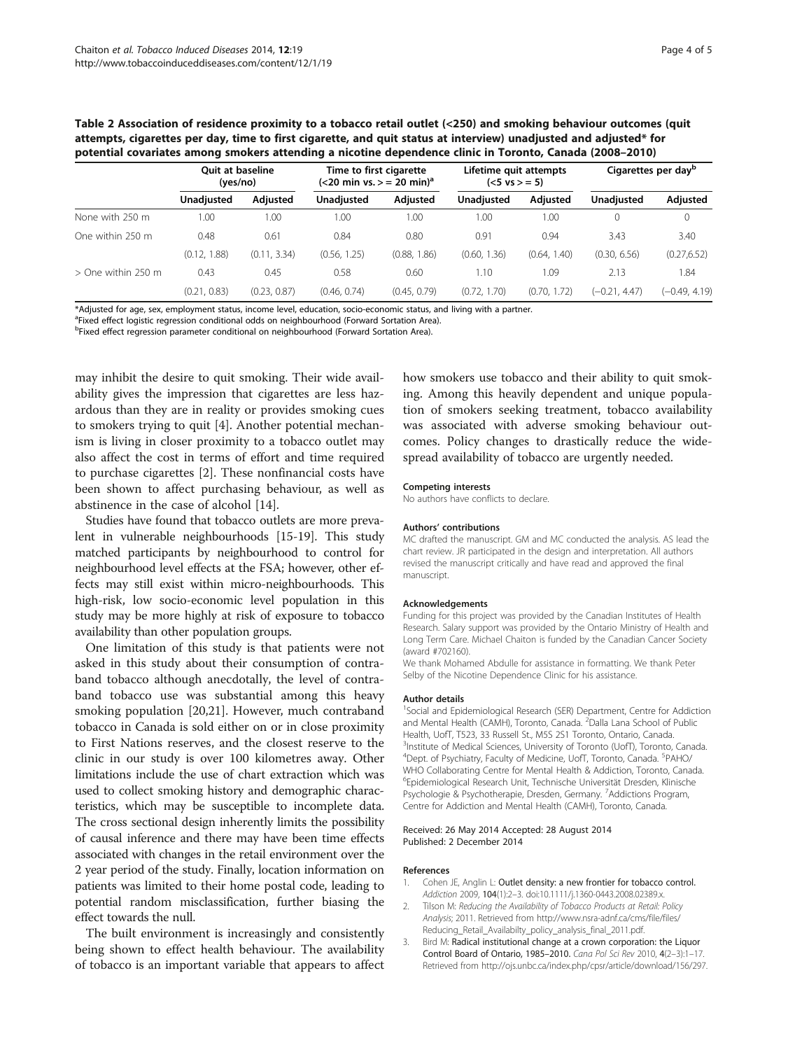**Table 2 Association of residence proximity to a tobacco retail outlet (<250) and smoking behaviour outcomes (quit attempts, cigarettes per day, time to first cigarette, and quit status at interview) unadjusted and adjusted* for potential covariates among smokers attending a nicotine dependence clinic in Toronto, Canada (2008–2010)**

| | Quit at baseline (yes/no) | | Time to first cigarette (<20 min vs. > = 20 min)[a] | | Lifetime quit attempts (<5 vs > = 5) | | Cigarettes per day[b] | |
|---|---|---|---|---|---|---|---|---|
| | Unadjusted | Adjusted | Unadjusted | Adjusted | Unadjusted | Adjusted | Unadjusted | Adjusted |
| None with 250 m | 1.00 | 1.00 | 1.00 | 1.00 | 1.00 | 1.00 | 0 | 0 |
| One within 250 m | 0.48 | 0.61 | 0.84 | 0.80 | 0.91 | 0.94 | 3.43 | 3.40 |
| | (0.12, 1.88) | (0.11, 3.34) | (0.56, 1.25) | (0.88, 1.86) | (0.60, 1.36) | (0.64, 1.40) | (0.30, 6.56) | (0.27,6.52) |
| > One within 250 m | 0.43 | 0.45 | 0.58 | 0.60 | 1.10 | 1.09 | 2.13 | 1.84 |
| | (0.21, 0.83) | (0.23, 0.87) | (0.46, 0.74) | (0.45, 0.79) | (0.72, 1.70) | (0.70, 1.72) | (−0.21, 4.47) | (−0.49, 4.19) |

*Adjusted for age, sex, employment status, income level, education, socio-economic status, and living with a partner.
[a]Fixed effect logistic regression conditional odds on neighbourhood (Forward Sortation Area).
[b]Fixed effect regression parameter conditional on neighbourhood (Forward Sortation Area).

may inhibit the desire to quit smoking. Their wide availability gives the impression that cigarettes are less hazardous than they are in reality or provides smoking cues to smokers trying to quit [4]. Another potential mechanism is living in closer proximity to a tobacco outlet may also affect the cost in terms of effort and time required to purchase cigarettes [2]. These nonfinancial costs have been shown to affect purchasing behaviour, as well as abstinence in the case of alcohol [14].

Studies have found that tobacco outlets are more prevalent in vulnerable neighbourhoods [15-19]. This study matched participants by neighbourhood to control for neighbourhood level effects at the FSA; however, other effects may still exist within micro-neighbourhoods. This high-risk, low socio-economic level population in this study may be more highly at risk of exposure to tobacco availability than other population groups.

One limitation of this study is that patients were not asked in this study about their consumption of contraband tobacco although anecdotally, the level of contraband tobacco use was substantial among this heavy smoking population [20,21]. However, much contraband tobacco in Canada is sold either on or in close proximity to First Nations reserves, and the closest reserve to the clinic in our study is over 100 kilometres away. Other limitations include the use of chart extraction which was used to collect smoking history and demographic characteristics, which may be susceptible to incomplete data. The cross sectional design inherently limits the possibility of causal inference and there may have been time effects associated with changes in the retail environment over the 2 year period of the study. Finally, location information on patients was limited to their home postal code, leading to potential random misclassification, further biasing the effect towards the null.

The built environment is increasingly and consistently being shown to effect health behaviour. The availability of tobacco is an important variable that appears to affect how smokers use tobacco and their ability to quit smoking. Among this heavily dependent and unique population of smokers seeking treatment, tobacco availability was associated with adverse smoking behaviour outcomes. Policy changes to drastically reduce the widespread availability of tobacco are urgently needed.

#### Competing interests
No authors have conflicts to declare.

#### Authors' contributions
MC drafted the manuscript. GM and MC conducted the analysis. AS lead the chart review. JR participated in the design and interpretation. All authors revised the manuscript critically and have read and approved the final manuscript.

#### Acknowledgements
Funding for this project was provided by the Canadian Institutes of Health Research. Salary support was provided by the Ontario Ministry of Health and Long Term Care. Michael Chaiton is funded by the Canadian Cancer Society (award #702160).
We thank Mohamed Abdulle for assistance in formatting. We thank Peter Selby of the Nicotine Dependence Clinic for his assistance.

#### Author details
[1]Social and Epidemiological Research (SER) Department, Centre for Addiction and Mental Health (CAMH), Toronto, Canada. [2]Dalla Lana School of Public Health, UofT, T523, 33 Russell St., M5S 2S1 Toronto, Ontario, Canada. [3]Institute of Medical Sciences, University of Toronto (UofT), Toronto, Canada. [4]Dept. of Psychiatry, Faculty of Medicine, UofT, Toronto, Canada. [5]PAHO/WHO Collaborating Centre for Mental Health & Addiction, Toronto, Canada. [6]Epidemiological Research Unit, Technische Universität Dresden, Klinische Psychologie & Psychotherapie, Dresden, Germany. [7]Addictions Program, Centre for Addiction and Mental Health (CAMH), Toronto, Canada.

Received: 26 May 2014 Accepted: 28 August 2014
Published: 2 December 2014

#### References
1. Cohen JE, Anglin L: **Outlet density: a new frontier for tobacco control.** *Addiction* 2009, **104**(1):2–3. doi:10.1111/j.1360-0443.2008.02389.x.
2. Tilson M: *Reducing the Availability of Tobacco Products at Retail: Policy Analysis*; 2011. Retrieved from http://www.nsra-adnf.ca/cms/file/files/Reducing_Retail_Availabilty_policy_analysis_final_2011.pdf.
3. Bird M: **Radical institutional change at a crown corporation: the Liquor Control Board of Ontario, 1985–2010.** *Cana Pol Sci Rev* 2010, **4**(2–3):1–17. Retrieved from http://ojs.unbc.ca/index.php/cpsr/article/download/156/297.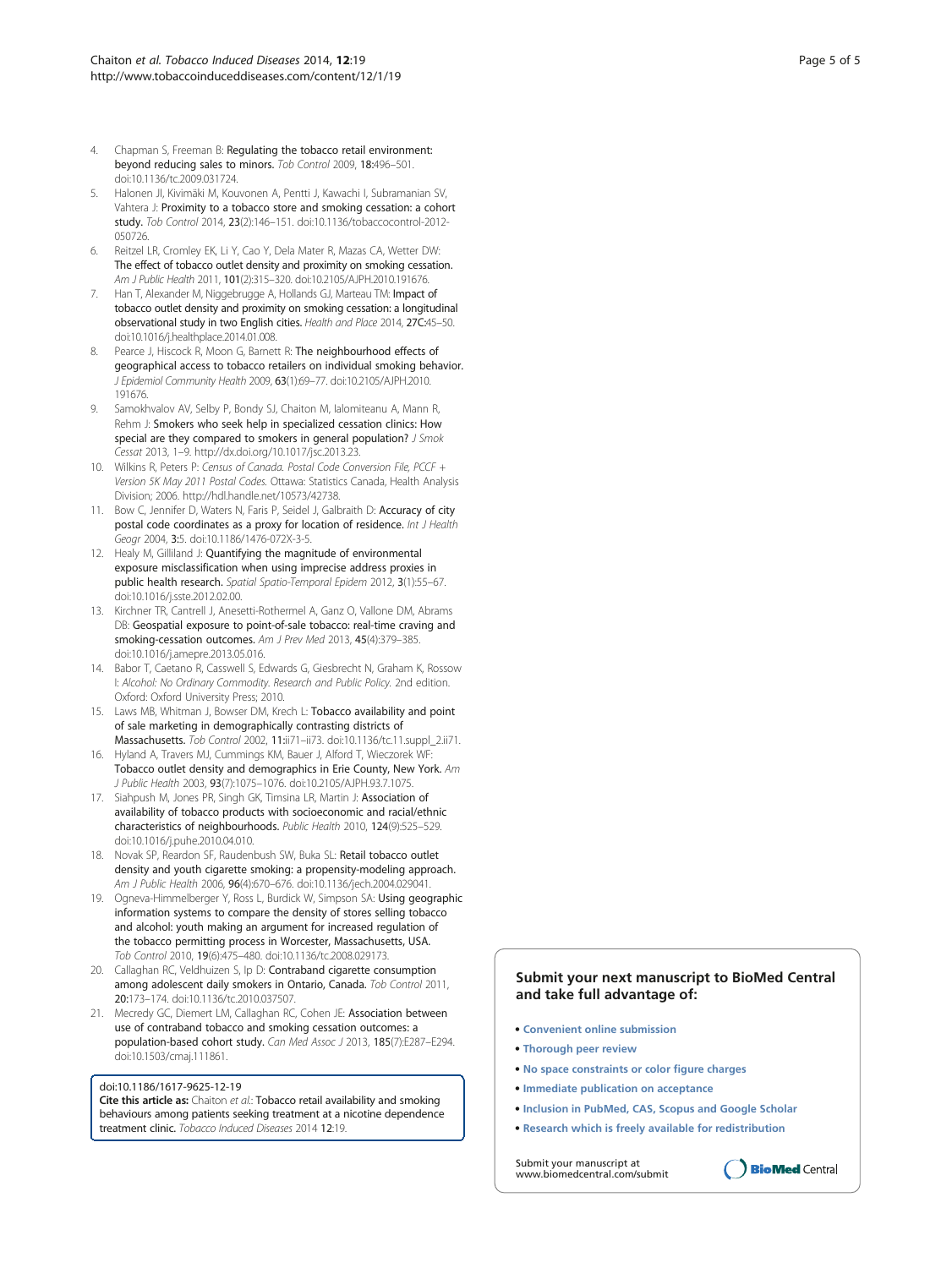4. Chapman S, Freeman B: **Regulating the tobacco retail environment: beyond reducing sales to minors.** *Tob Control* 2009, **18:**496–501. doi:10.1136/tc.2009.031724.
5. Halonen JI, Kivimäki M, Kouvonen A, Pentti J, Kawachi I, Subramanian SV, Vahtera J: **Proximity to a tobacco store and smoking cessation: a cohort study.** *Tob Control* 2014, **23**(2):146–151. doi:10.1136/tobaccocontrol-2012-050726.
6. Reitzel LR, Cromley EK, Li Y, Cao Y, Dela Mater R, Mazas CA, Wetter DW: **The effect of tobacco outlet density and proximity on smoking cessation.** *Am J Public Health* 2011, **101**(2):315–320. doi:10.2105/AJPH.2010.191676.
7. Han T, Alexander M, Niggebrugge A, Hollands GJ, Marteau TM: **Impact of tobacco outlet density and proximity on smoking cessation: a longitudinal observational study in two English cities.** *Health and Place* 2014, **27C:**45–50. doi:10.1016/j.healthplace.2014.01.008.
8. Pearce J, Hiscock R, Moon G, Barnett R: **The neighbourhood effects of geographical access to tobacco retailers on individual smoking behavior.** *J Epidemiol Community Health* 2009, **63**(1):69–77. doi:10.2105/AJPH.2010.191676.
9. Samokhvalov AV, Selby P, Bondy SJ, Chaiton M, Ialomiteanu A, Mann R, Rehm J: **Smokers who seek help in specialized cessation clinics: How special are they compared to smokers in general population?** *J Smok Cessat* 2013, 1–9. http://dx.doi.org/10.1017/jsc.2013.23.
10. Wilkins R, Peters P: *Census of Canada. Postal Code Conversion File, PCCF + Version 5K May 2011 Postal Codes.* Ottawa: Statistics Canada, Health Analysis Division; 2006. http://hdl.handle.net/10573/42738.
11. Bow C, Jennifer D, Waters N, Faris P, Seidel J, Galbraith D: **Accuracy of city postal code coordinates as a proxy for location of residence.** *Int J Health Geogr* 2004, **3:**5. doi:10.1186/1476-072X-3-5.
12. Healy M, Gilliland J: **Quantifying the magnitude of environmental exposure misclassification when using imprecise address proxies in public health research.** *Spatial Spatio-Temporal Epidem* 2012, **3**(1):55–67. doi:10.1016/j.sste.2012.02.00.
13. Kirchner TR, Cantrell J, Anesetti-Rothermel A, Ganz O, Vallone DM, Abrams DB: **Geospatial exposure to point-of-sale tobacco: real-time craving and smoking-cessation outcomes.** *Am J Prev Med* 2013, **45**(4):379–385. doi:10.1016/j.amepre.2013.05.016.
14. Babor T, Caetano R, Casswell S, Edwards G, Giesbrecht N, Graham K, Rossow I: *Alcohol: No Ordinary Commodity. Research and Public Policy.* 2nd edition. Oxford: Oxford University Press; 2010.
15. Laws MB, Whitman J, Bowser DM, Krech L: **Tobacco availability and point of sale marketing in demographically contrasting districts of Massachusetts.** *Tob Control* 2002, **11:**ii71–ii73. doi:10.1136/tc.11.suppl_2.ii71.
16. Hyland A, Travers MJ, Cummings KM, Bauer J, Alford T, Wieczorek WF: **Tobacco outlet density and demographics in Erie County, New York.** *Am J Public Health* 2003, **93**(7):1075–1076. doi:10.2105/AJPH.93.7.1075.
17. Siahpush M, Jones PR, Singh GK, Timsina LR, Martin J: **Association of availability of tobacco products with socioeconomic and racial/ethnic characteristics of neighbourhoods.** *Public Health* 2010, **124**(9):525–529. doi:10.1016/j.puhe.2010.04.010.
18. Novak SP, Reardon SF, Raudenbush SW, Buka SL: **Retail tobacco outlet density and youth cigarette smoking: a propensity-modeling approach.** *Am J Public Health* 2006, **96**(4):670–676. doi:10.1136/jech.2004.029041.
19. Ogneva-Himmelberger Y, Ross L, Burdick W, Simpson SA: **Using geographic information systems to compare the density of stores selling tobacco and alcohol: youth making an argument for increased regulation of the tobacco permitting process in Worcester, Massachusetts, USA.** *Tob Control* 2010, **19**(6):475–480. doi:10.1136/tc.2008.029173.
20. Callaghan RC, Veldhuizen S, Ip D: **Contraband cigarette consumption among adolescent daily smokers in Ontario, Canada.** *Tob Control* 2011, **20:**173–174. doi:10.1136/tc.2010.037507.
21. Mecredy GC, Diemert LM, Callaghan RC, Cohen JE: **Association between use of contraband tobacco and smoking cessation outcomes: a population-based cohort study.** *Can Med Assoc J* 2013, **185**(7):E287–E294. doi:10.1503/cmaj.111861.

doi:10.1186/1617-9625-12-19

**Cite this article as:** Chaiton *et al.*: Tobacco retail availability and smoking behaviours among patients seeking treatment at a nicotine dependence treatment clinic. *Tobacco Induced Diseases* 2014 12:19.

**Submit your next manuscript to BioMed Central and take full advantage of:**

- **Convenient online submission**
- **Thorough peer review**
- **No space constraints or color figure charges**
- **Immediate publication on acceptance**
- **Inclusion in PubMed, CAS, Scopus and Google Scholar**
- **Research which is freely available for redistribution**

Submit your manuscript at
www.biomedcentral.com/submit

BioMed Central